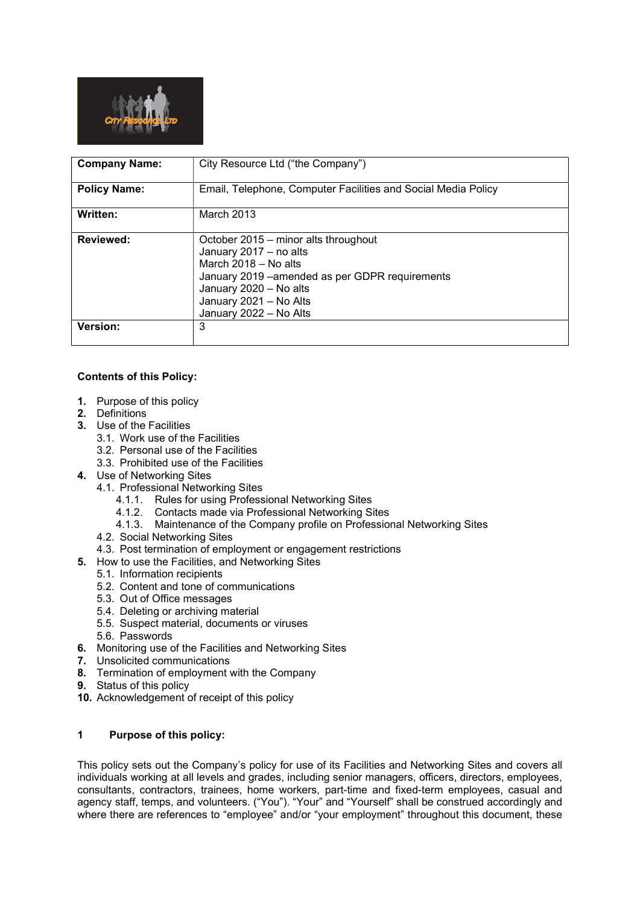| Company Name: | City Resource Ltd ("the Company") |
|---|---|
| Policy Name: | Email, Telephone, Computer Facilities and Social Media Policy |
| Written: | March 2013 |
| Reviewed: | October 2015 – minor alts throughout<br>January 2017 – no alts<br>March 2018 – No alts<br>January 2019 –amended as per GDPR requirements<br>January 2020 – No alts<br>January 2021 – No Alts<br>January 2022 – No Alts |
| Version: | 3 |

**Contents of this Policy:**

1. Purpose of this policy
2. Definitions
3. Use of the Facilities
   - 3.1. Work use of the Facilities
   - 3.2. Personal use of the Facilities
   - 3.3. Prohibited use of the Facilities
4. Use of Networking Sites
   - 4.1. Professional Networking Sites
     - 4.1.1. Rules for using Professional Networking Sites
     - 4.1.2. Contacts made via Professional Networking Sites
     - 4.1.3. Maintenance of the Company profile on Professional Networking Sites
   - 4.2. Social Networking Sites
   - 4.3. Post termination of employment or engagement restrictions
5. How to use the Facilities, and Networking Sites
   - 5.1. Information recipients
   - 5.2. Content and tone of communications
   - 5.3. Out of Office messages
   - 5.4. Deleting or archiving material
   - 5.5. Suspect material, documents or viruses
   - 5.6. Passwords
6. Monitoring use of the Facilities and Networking Sites
7. Unsolicited communications
8. Termination of employment with the Company
9. Status of this policy
10. Acknowledgement of receipt of this policy

## 1 Purpose of this policy:

This policy sets out the Company's policy for use of its Facilities and Networking Sites and covers all individuals working at all levels and grades, including senior managers, officers, directors, employees, consultants, contractors, trainees, home workers, part-time and fixed-term employees, casual and agency staff, temps, and volunteers. ("You"). "Your" and "Yourself" shall be construed accordingly and where there are references to "employee" and/or "your employment" throughout this document, these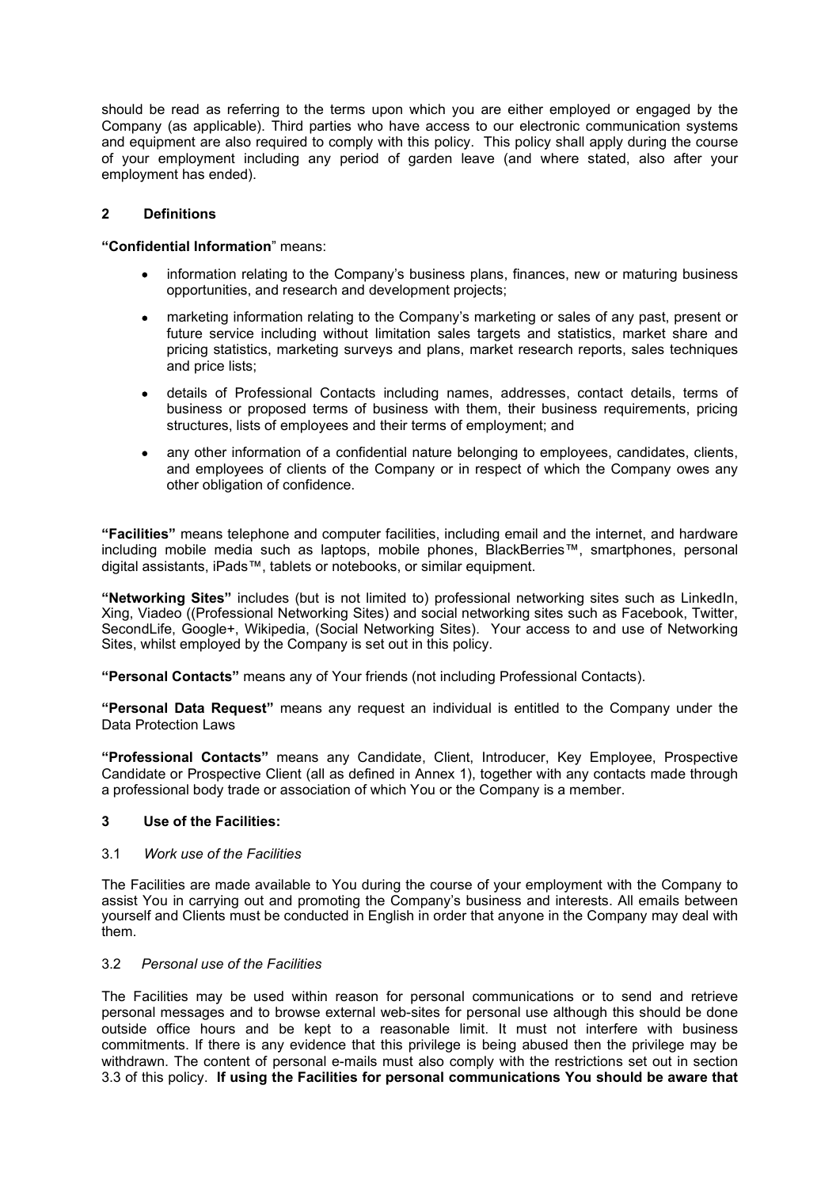should be read as referring to the terms upon which you are either employed or engaged by the Company (as applicable). Third parties who have access to our electronic communication systems and equipment are also required to comply with this policy. This policy shall apply during the course of your employment including any period of garden leave (and where stated, also after your employment has ended).

## 2 Definitions

**"Confidential Information**" means:

- information relating to the Company's business plans, finances, new or maturing business opportunities, and research and development projects;
- marketing information relating to the Company's marketing or sales of any past, present or future service including without limitation sales targets and statistics, market share and pricing statistics, marketing surveys and plans, market research reports, sales techniques and price lists;
- details of Professional Contacts including names, addresses, contact details, terms of business or proposed terms of business with them, their business requirements, pricing structures, lists of employees and their terms of employment; and
- any other information of a confidential nature belonging to employees, candidates, clients, and employees of clients of the Company or in respect of which the Company owes any other obligation of confidence.

**"Facilities"** means telephone and computer facilities, including email and the internet, and hardware including mobile media such as laptops, mobile phones, BlackBerries™, smartphones, personal digital assistants, iPads™, tablets or notebooks, or similar equipment.

**"Networking Sites"** includes (but is not limited to) professional networking sites such as LinkedIn, Xing, Viadeo ((Professional Networking Sites) and social networking sites such as Facebook, Twitter, SecondLife, Google+, Wikipedia, (Social Networking Sites). Your access to and use of Networking Sites, whilst employed by the Company is set out in this policy.

**"Personal Contacts"** means any of Your friends (not including Professional Contacts).

**"Personal Data Request"** means any request an individual is entitled to the Company under the Data Protection Laws

**"Professional Contacts"** means any Candidate, Client, Introducer, Key Employee, Prospective Candidate or Prospective Client (all as defined in Annex 1), together with any contacts made through a professional body trade or association of which You or the Company is a member.

## 3 Use of the Facilities:

### 3.1 *Work use of the Facilities*

The Facilities are made available to You during the course of your employment with the Company to assist You in carrying out and promoting the Company's business and interests. All emails between yourself and Clients must be conducted in English in order that anyone in the Company may deal with them.

### 3.2 *Personal use of the Facilities*

The Facilities may be used within reason for personal communications or to send and retrieve personal messages and to browse external web-sites for personal use although this should be done outside office hours and be kept to a reasonable limit. It must not interfere with business commitments. If there is any evidence that this privilege is being abused then the privilege may be withdrawn. The content of personal e-mails must also comply with the restrictions set out in section 3.3 of this policy. **If using the Facilities for personal communications You should be aware that**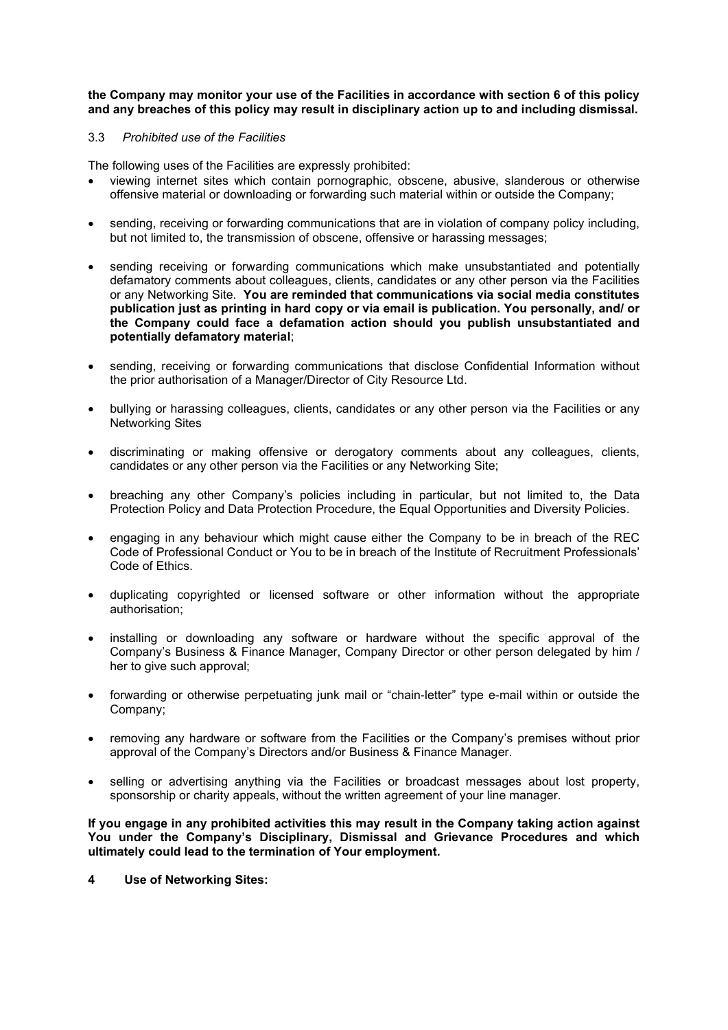**the Company may monitor your use of the Facilities in accordance with section 6 of this policy and any breaches of this policy may result in disciplinary action up to and including dismissal.**

3.3 *Prohibited use of the Facilities*

The following uses of the Facilities are expressly prohibited:

- viewing internet sites which contain pornographic, obscene, abusive, slanderous or otherwise offensive material or downloading or forwarding such material within or outside the Company;
- sending, receiving or forwarding communications that are in violation of company policy including, but not limited to, the transmission of obscene, offensive or harassing messages;
- sending receiving or forwarding communications which make unsubstantiated and potentially defamatory comments about colleagues, clients, candidates or any other person via the Facilities or any Networking Site. **You are reminded that communications via social media constitutes publication just as printing in hard copy or via email is publication. You personally, and/ or the Company could face a defamation action should you publish unsubstantiated and potentially defamatory material**;
- sending, receiving or forwarding communications that disclose Confidential Information without the prior authorisation of a Manager/Director of City Resource Ltd.
- bullying or harassing colleagues, clients, candidates or any other person via the Facilities or any Networking Sites
- discriminating or making offensive or derogatory comments about any colleagues, clients, candidates or any other person via the Facilities or any Networking Site;
- breaching any other Company's policies including in particular, but not limited to, the Data Protection Policy and Data Protection Procedure, the Equal Opportunities and Diversity Policies.
- engaging in any behaviour which might cause either the Company to be in breach of the REC Code of Professional Conduct or You to be in breach of the Institute of Recruitment Professionals' Code of Ethics.
- duplicating copyrighted or licensed software or other information without the appropriate authorisation;
- installing or downloading any software or hardware without the specific approval of the Company's Business & Finance Manager, Company Director or other person delegated by him / her to give such approval;
- forwarding or otherwise perpetuating junk mail or "chain-letter" type e-mail within or outside the Company;
- removing any hardware or software from the Facilities or the Company's premises without prior approval of the Company's Directors and/or Business & Finance Manager.
- selling or advertising anything via the Facilities or broadcast messages about lost property, sponsorship or charity appeals, without the written agreement of your line manager.

**If you engage in any prohibited activities this may result in the Company taking action against You under the Company's Disciplinary, Dismissal and Grievance Procedures and which ultimately could lead to the termination of Your employment.**

## 4 Use of Networking Sites: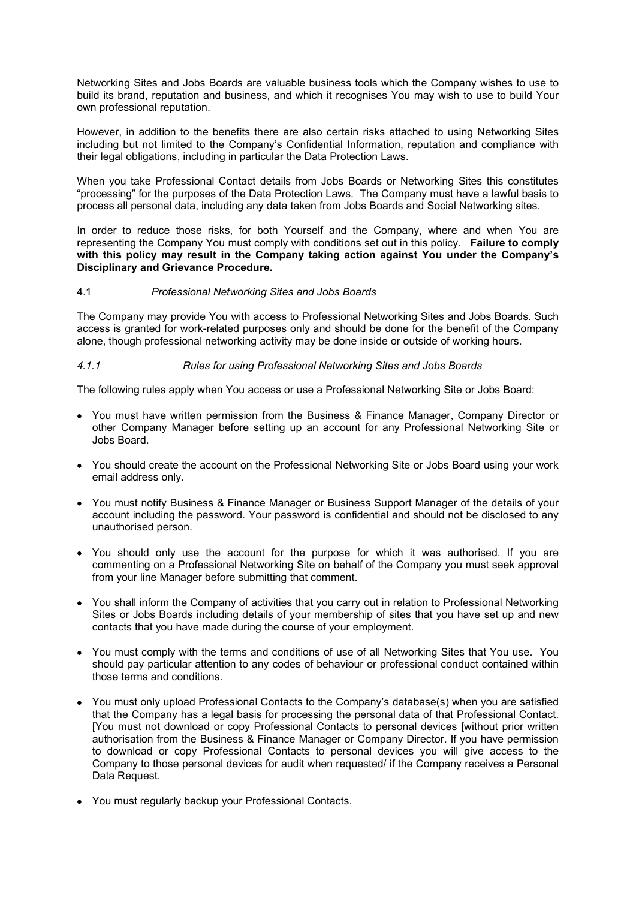Networking Sites and Jobs Boards are valuable business tools which the Company wishes to use to build its brand, reputation and business, and which it recognises You may wish to use to build Your own professional reputation.

However, in addition to the benefits there are also certain risks attached to using Networking Sites including but not limited to the Company's Confidential Information, reputation and compliance with their legal obligations, including in particular the Data Protection Laws.

When you take Professional Contact details from Jobs Boards or Networking Sites this constitutes "processing" for the purposes of the Data Protection Laws. The Company must have a lawful basis to process all personal data, including any data taken from Jobs Boards and Social Networking sites.

In order to reduce those risks, for both Yourself and the Company, where and when You are representing the Company You must comply with conditions set out in this policy. **Failure to comply with this policy may result in the Company taking action against You under the Company's Disciplinary and Grievance Procedure.**

4.1 *Professional Networking Sites and Jobs Boards*

The Company may provide You with access to Professional Networking Sites and Jobs Boards. Such access is granted for work-related purposes only and should be done for the benefit of the Company alone, though professional networking activity may be done inside or outside of working hours.

*4.1.1 Rules for using Professional Networking Sites and Jobs Boards*

The following rules apply when You access or use a Professional Networking Site or Jobs Board:

- You must have written permission from the Business & Finance Manager, Company Director or other Company Manager before setting up an account for any Professional Networking Site or Jobs Board.
- You should create the account on the Professional Networking Site or Jobs Board using your work email address only.
- You must notify Business & Finance Manager or Business Support Manager of the details of your account including the password. Your password is confidential and should not be disclosed to any unauthorised person.
- You should only use the account for the purpose for which it was authorised. If you are commenting on a Professional Networking Site on behalf of the Company you must seek approval from your line Manager before submitting that comment.
- You shall inform the Company of activities that you carry out in relation to Professional Networking Sites or Jobs Boards including details of your membership of sites that you have set up and new contacts that you have made during the course of your employment.
- You must comply with the terms and conditions of use of all Networking Sites that You use. You should pay particular attention to any codes of behaviour or professional conduct contained within those terms and conditions.
- You must only upload Professional Contacts to the Company's database(s) when you are satisfied that the Company has a legal basis for processing the personal data of that Professional Contact. [You must not download or copy Professional Contacts to personal devices [without prior written authorisation from the Business & Finance Manager or Company Director. If you have permission to download or copy Professional Contacts to personal devices you will give access to the Company to those personal devices for audit when requested/ if the Company receives a Personal Data Request.
- You must regularly backup your Professional Contacts.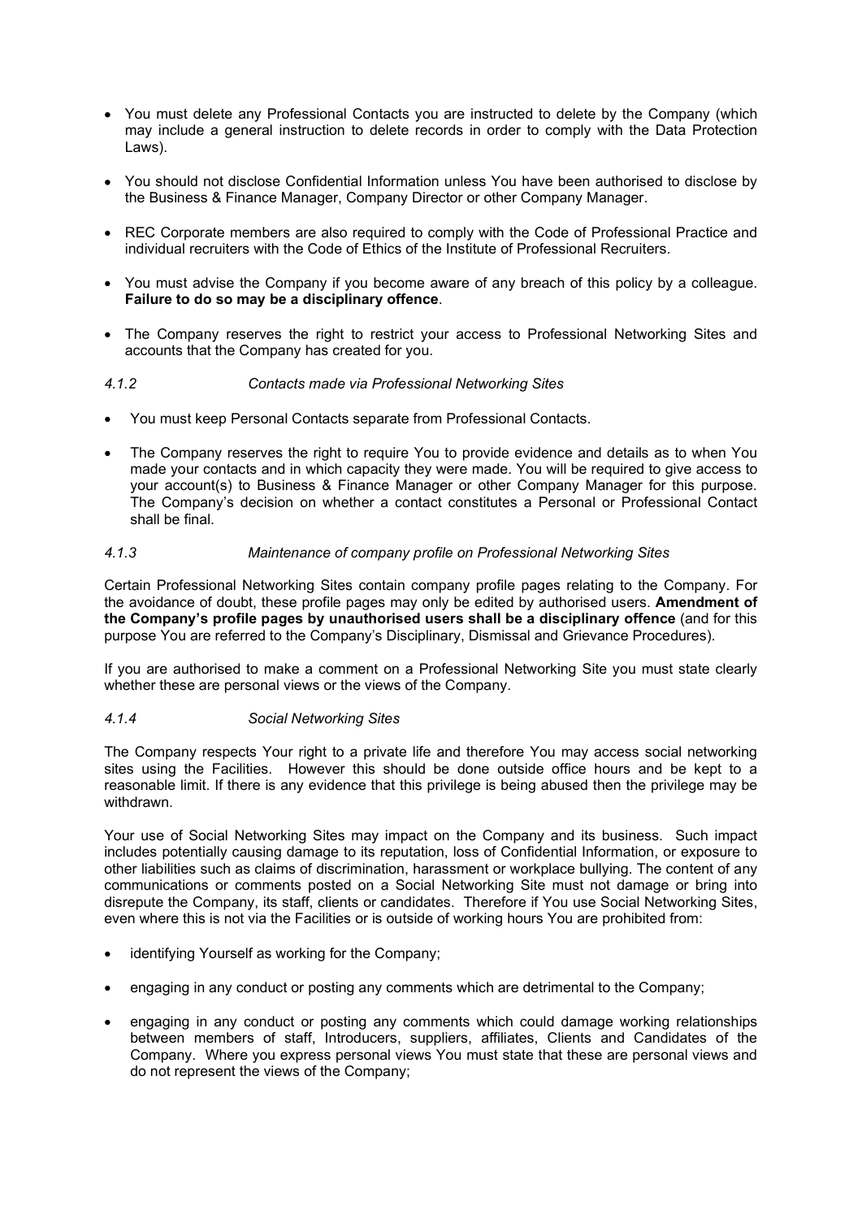- You must delete any Professional Contacts you are instructed to delete by the Company (which may include a general instruction to delete records in order to comply with the Data Protection Laws).
- You should not disclose Confidential Information unless You have been authorised to disclose by the Business & Finance Manager, Company Director or other Company Manager.
- REC Corporate members are also required to comply with the Code of Professional Practice and individual recruiters with the Code of Ethics of the Institute of Professional Recruiters.
- You must advise the Company if you become aware of any breach of this policy by a colleague. **Failure to do so may be a disciplinary offence**.
- The Company reserves the right to restrict your access to Professional Networking Sites and accounts that the Company has created for you.

*4.1.2 Contacts made via Professional Networking Sites*

- You must keep Personal Contacts separate from Professional Contacts.
- The Company reserves the right to require You to provide evidence and details as to when You made your contacts and in which capacity they were made. You will be required to give access to your account(s) to Business & Finance Manager or other Company Manager for this purpose. The Company's decision on whether a contact constitutes a Personal or Professional Contact shall be final.

*4.1.3 Maintenance of company profile on Professional Networking Sites*

Certain Professional Networking Sites contain company profile pages relating to the Company. For the avoidance of doubt, these profile pages may only be edited by authorised users. **Amendment of the Company's profile pages by unauthorised users shall be a disciplinary offence** (and for this purpose You are referred to the Company's Disciplinary, Dismissal and Grievance Procedures).

If you are authorised to make a comment on a Professional Networking Site you must state clearly whether these are personal views or the views of the Company.

*4.1.4 Social Networking Sites*

The Company respects Your right to a private life and therefore You may access social networking sites using the Facilities. However this should be done outside office hours and be kept to a reasonable limit. If there is any evidence that this privilege is being abused then the privilege may be withdrawn.

Your use of Social Networking Sites may impact on the Company and its business. Such impact includes potentially causing damage to its reputation, loss of Confidential Information, or exposure to other liabilities such as claims of discrimination, harassment or workplace bullying. The content of any communications or comments posted on a Social Networking Site must not damage or bring into disrepute the Company, its staff, clients or candidates. Therefore if You use Social Networking Sites, even where this is not via the Facilities or is outside of working hours You are prohibited from:

- identifying Yourself as working for the Company;
- engaging in any conduct or posting any comments which are detrimental to the Company;
- engaging in any conduct or posting any comments which could damage working relationships between members of staff, Introducers, suppliers, affiliates, Clients and Candidates of the Company. Where you express personal views You must state that these are personal views and do not represent the views of the Company;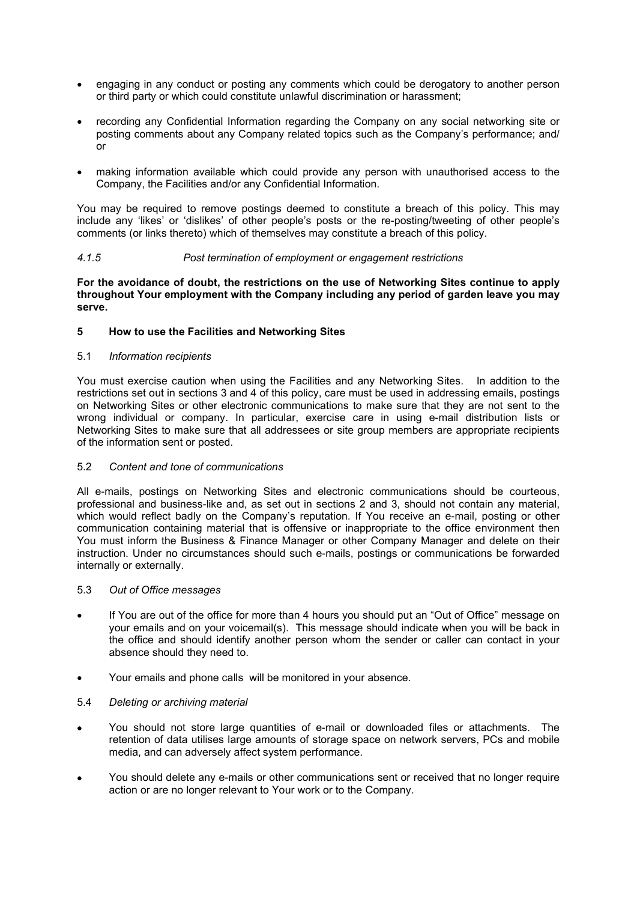- engaging in any conduct or posting any comments which could be derogatory to another person or third party or which could constitute unlawful discrimination or harassment;
- recording any Confidential Information regarding the Company on any social networking site or posting comments about any Company related topics such as the Company's performance; and/ or
- making information available which could provide any person with unauthorised access to the Company, the Facilities and/or any Confidential Information.

You may be required to remove postings deemed to constitute a breach of this policy. This may include any 'likes' or 'dislikes' of other people's posts or the re-posting/tweeting of other people's comments (or links thereto) which of themselves may constitute a breach of this policy.

#### *4.1.5 Post termination of employment or engagement restrictions*

**For the avoidance of doubt, the restrictions on the use of Networking Sites continue to apply throughout Your employment with the Company including any period of garden leave you may serve.**

## 5 How to use the Facilities and Networking Sites

### 5.1 *Information recipients*

You must exercise caution when using the Facilities and any Networking Sites. In addition to the restrictions set out in sections 3 and 4 of this policy, care must be used in addressing emails, postings on Networking Sites or other electronic communications to make sure that they are not sent to the wrong individual or company. In particular, exercise care in using e-mail distribution lists or Networking Sites to make sure that all addressees or site group members are appropriate recipients of the information sent or posted.

### 5.2 *Content and tone of communications*

All e-mails, postings on Networking Sites and electronic communications should be courteous, professional and business-like and, as set out in sections 2 and 3, should not contain any material, which would reflect badly on the Company's reputation. If You receive an e-mail, posting or other communication containing material that is offensive or inappropriate to the office environment then You must inform the Business & Finance Manager or other Company Manager and delete on their instruction. Under no circumstances should such e-mails, postings or communications be forwarded internally or externally.

### 5.3 *Out of Office messages*

- If You are out of the office for more than 4 hours you should put an "Out of Office" message on your emails and on your voicemail(s). This message should indicate when you will be back in the office and should identify another person whom the sender or caller can contact in your absence should they need to.
- Your emails and phone calls will be monitored in your absence.

### 5.4 *Deleting or archiving material*

- You should not store large quantities of e-mail or downloaded files or attachments. The retention of data utilises large amounts of storage space on network servers, PCs and mobile media, and can adversely affect system performance.
- You should delete any e-mails or other communications sent or received that no longer require action or are no longer relevant to Your work or to the Company.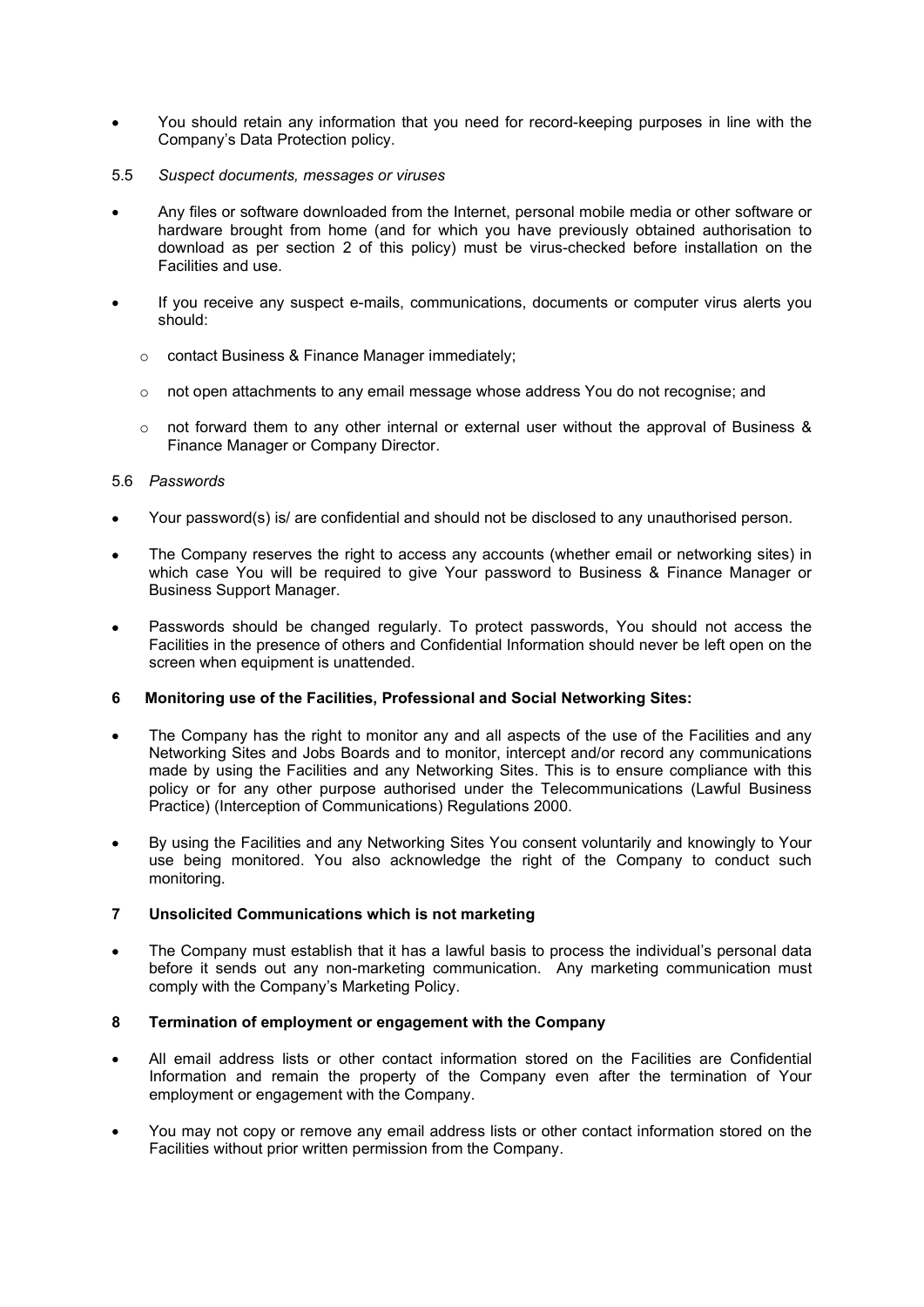- You should retain any information that you need for record-keeping purposes in line with the Company's Data Protection policy.

5.5 *Suspect documents, messages or viruses*

- Any files or software downloaded from the Internet, personal mobile media or other software or hardware brought from home (and for which you have previously obtained authorisation to download as per section 2 of this policy) must be virus-checked before installation on the Facilities and use.
- If you receive any suspect e-mails, communications, documents or computer virus alerts you should:
  - contact Business & Finance Manager immediately;
  - not open attachments to any email message whose address You do not recognise; and
  - not forward them to any other internal or external user without the approval of Business & Finance Manager or Company Director.

5.6 *Passwords*

- Your password(s) is/ are confidential and should not be disclosed to any unauthorised person.
- The Company reserves the right to access any accounts (whether email or networking sites) in which case You will be required to give Your password to Business & Finance Manager or Business Support Manager.
- Passwords should be changed regularly. To protect passwords, You should not access the Facilities in the presence of others and Confidential Information should never be left open on the screen when equipment is unattended.

## 6 Monitoring use of the Facilities, Professional and Social Networking Sites:

- The Company has the right to monitor any and all aspects of the use of the Facilities and any Networking Sites and Jobs Boards and to monitor, intercept and/or record any communications made by using the Facilities and any Networking Sites. This is to ensure compliance with this policy or for any other purpose authorised under the Telecommunications (Lawful Business Practice) (Interception of Communications) Regulations 2000.
- By using the Facilities and any Networking Sites You consent voluntarily and knowingly to Your use being monitored. You also acknowledge the right of the Company to conduct such monitoring.

## 7 Unsolicited Communications which is not marketing

- The Company must establish that it has a lawful basis to process the individual's personal data before it sends out any non-marketing communication. Any marketing communication must comply with the Company's Marketing Policy.

## 8 Termination of employment or engagement with the Company

- All email address lists or other contact information stored on the Facilities are Confidential Information and remain the property of the Company even after the termination of Your employment or engagement with the Company.
- You may not copy or remove any email address lists or other contact information stored on the Facilities without prior written permission from the Company.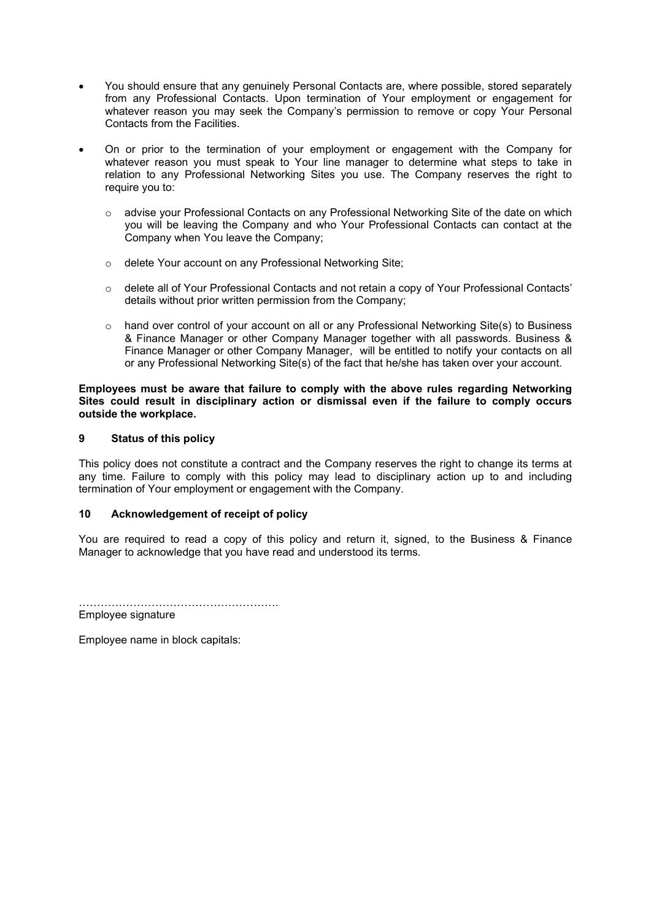- You should ensure that any genuinely Personal Contacts are, where possible, stored separately from any Professional Contacts. Upon termination of Your employment or engagement for whatever reason you may seek the Company's permission to remove or copy Your Personal Contacts from the Facilities.

- On or prior to the termination of your employment or engagement with the Company for whatever reason you must speak to Your line manager to determine what steps to take in relation to any Professional Networking Sites you use. The Company reserves the right to require you to:

  - advise your Professional Contacts on any Professional Networking Site of the date on which you will be leaving the Company and who Your Professional Contacts can contact at the Company when You leave the Company;

  - delete Your account on any Professional Networking Site;

  - delete all of Your Professional Contacts and not retain a copy of Your Professional Contacts' details without prior written permission from the Company;

  - hand over control of your account on all or any Professional Networking Site(s) to Business & Finance Manager or other Company Manager together with all passwords. Business & Finance Manager or other Company Manager, will be entitled to notify your contacts on all or any Professional Networking Site(s) of the fact that he/she has taken over your account.

**Employees must be aware that failure to comply with the above rules regarding Networking Sites could result in disciplinary action or dismissal even if the failure to comply occurs outside the workplace.**

## 9 Status of this policy

This policy does not constitute a contract and the Company reserves the right to change its terms at any time. Failure to comply with this policy may lead to disciplinary action up to and including termination of Your employment or engagement with the Company.

## 10 Acknowledgement of receipt of policy

You are required to read a copy of this policy and return it, signed, to the Business & Finance Manager to acknowledge that you have read and understood its terms.

…………………………………………….
Employee signature

Employee name in block capitals: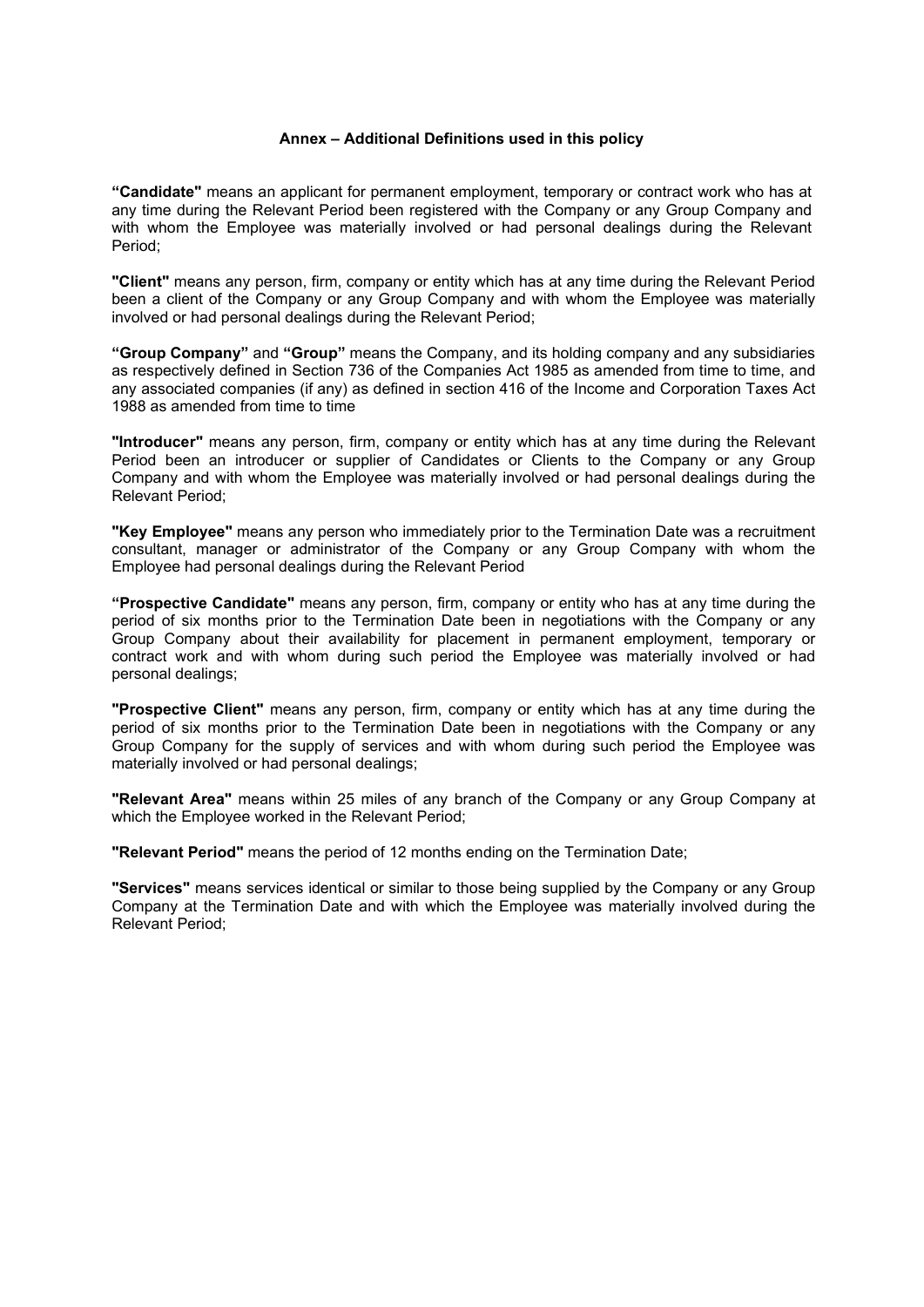### Annex – Additional Definitions used in this policy

**"Candidate"** means an applicant for permanent employment, temporary or contract work who has at any time during the Relevant Period been registered with the Company or any Group Company and with whom the Employee was materially involved or had personal dealings during the Relevant Period;

**"Client"** means any person, firm, company or entity which has at any time during the Relevant Period been a client of the Company or any Group Company and with whom the Employee was materially involved or had personal dealings during the Relevant Period;

**"Group Company"** and **"Group"** means the Company, and its holding company and any subsidiaries as respectively defined in Section 736 of the Companies Act 1985 as amended from time to time, and any associated companies (if any) as defined in section 416 of the Income and Corporation Taxes Act 1988 as amended from time to time

**"Introducer"** means any person, firm, company or entity which has at any time during the Relevant Period been an introducer or supplier of Candidates or Clients to the Company or any Group Company and with whom the Employee was materially involved or had personal dealings during the Relevant Period;

**"Key Employee"** means any person who immediately prior to the Termination Date was a recruitment consultant, manager or administrator of the Company or any Group Company with whom the Employee had personal dealings during the Relevant Period

**"Prospective Candidate"** means any person, firm, company or entity who has at any time during the period of six months prior to the Termination Date been in negotiations with the Company or any Group Company about their availability for placement in permanent employment, temporary or contract work and with whom during such period the Employee was materially involved or had personal dealings;

**"Prospective Client"** means any person, firm, company or entity which has at any time during the period of six months prior to the Termination Date been in negotiations with the Company or any Group Company for the supply of services and with whom during such period the Employee was materially involved or had personal dealings;

**"Relevant Area"** means within 25 miles of any branch of the Company or any Group Company at which the Employee worked in the Relevant Period;

**"Relevant Period"** means the period of 12 months ending on the Termination Date;

**"Services"** means services identical or similar to those being supplied by the Company or any Group Company at the Termination Date and with which the Employee was materially involved during the Relevant Period;